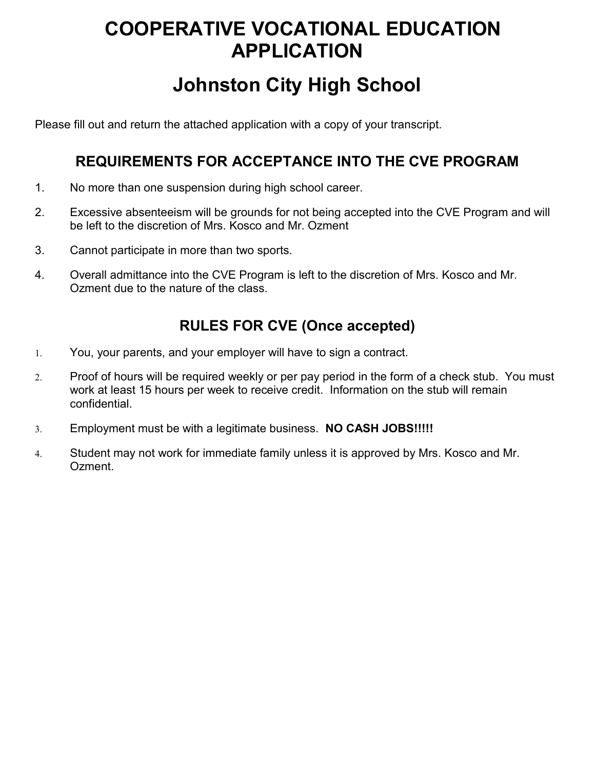# COOPERATIVE VOCATIONAL EDUCATION APPLICATION

# Johnston City High School

Please fill out and return the attached application with a copy of your transcript.

## REQUIREMENTS FOR ACCEPTANCE INTO THE CVE PROGRAM

1. No more than one suspension during high school career.
2. Excessive absenteeism will be grounds for not being accepted into the CVE Program and will be left to the discretion of Mrs. Kosco and Mr. Ozment
3. Cannot participate in more than two sports.
4. Overall admittance into the CVE Program is left to the discretion of Mrs. Kosco and Mr. Ozment due to the nature of the class.

## RULES FOR CVE (Once accepted)

1. You, your parents, and your employer will have to sign a contract.
2. Proof of hours will be required weekly or per pay period in the form of a check stub. You must work at least 15 hours per week to receive credit. Information on the stub will remain confidential.
3. Employment must be with a legitimate business. **NO CASH JOBS!!!!!**
4. Student may not work for immediate family unless it is approved by Mrs. Kosco and Mr. Ozment.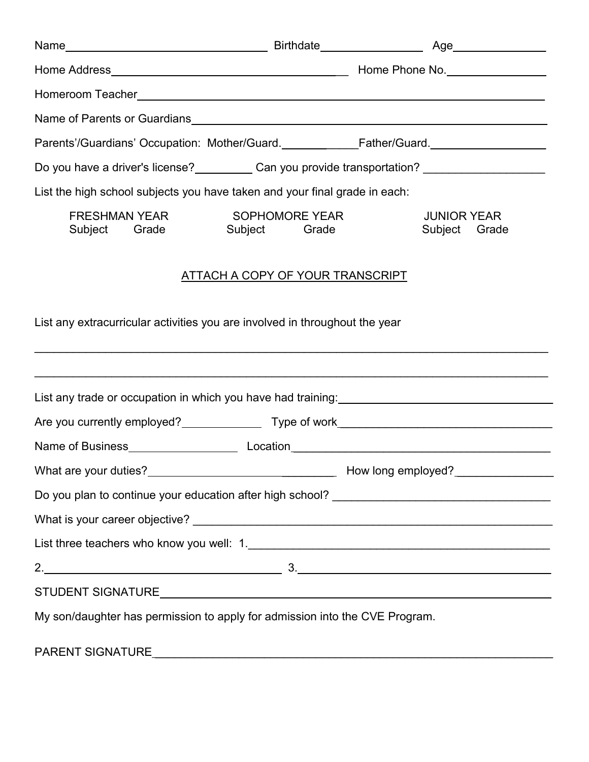Name________________________________ Birthdate________________ Age______________

Home Address______________________________________ Home Phone No.________________

Homeroom Teacher____________________________________________________________

Name of Parents or Guardians__________________________________________________

Parents'/Guardians' Occupation: Mother/Guard.____________Father/Guard.__________________

Do you have a driver's license?_________ Can you provide transportation? __________________

List the high school subjects you have taken and your final grade in each:

| FRESHMAN YEAR | | SOPHOMORE YEAR | | JUNIOR YEAR | |
|---|---|---|---|---|---|
| Subject | Grade | Subject | Grade | Subject | Grade |

ATTACH A COPY OF YOUR TRANSCRIPT

List any extracurricular activities you are involved in throughout the year

________________________________________________________________________________

________________________________________________________________________________

List any trade or occupation in which you have had training:__________________________________

Are you currently employed?____________ Type of work__________________________________

Name of Business________________ Location______________________________________

What are your duties?_____________________________ How long employed?_______________

Do you plan to continue your education after high school? _________________________________

What is your career objective? _____________________________________________________

List three teachers who know you well: 1.______________________________________________

2.____________________________________ 3.____________________________________

STUDENT SIGNATURE_____________________________________________________________

My son/daughter has permission to apply for admission into the CVE Program.

PARENT SIGNATURE______________________________________________________________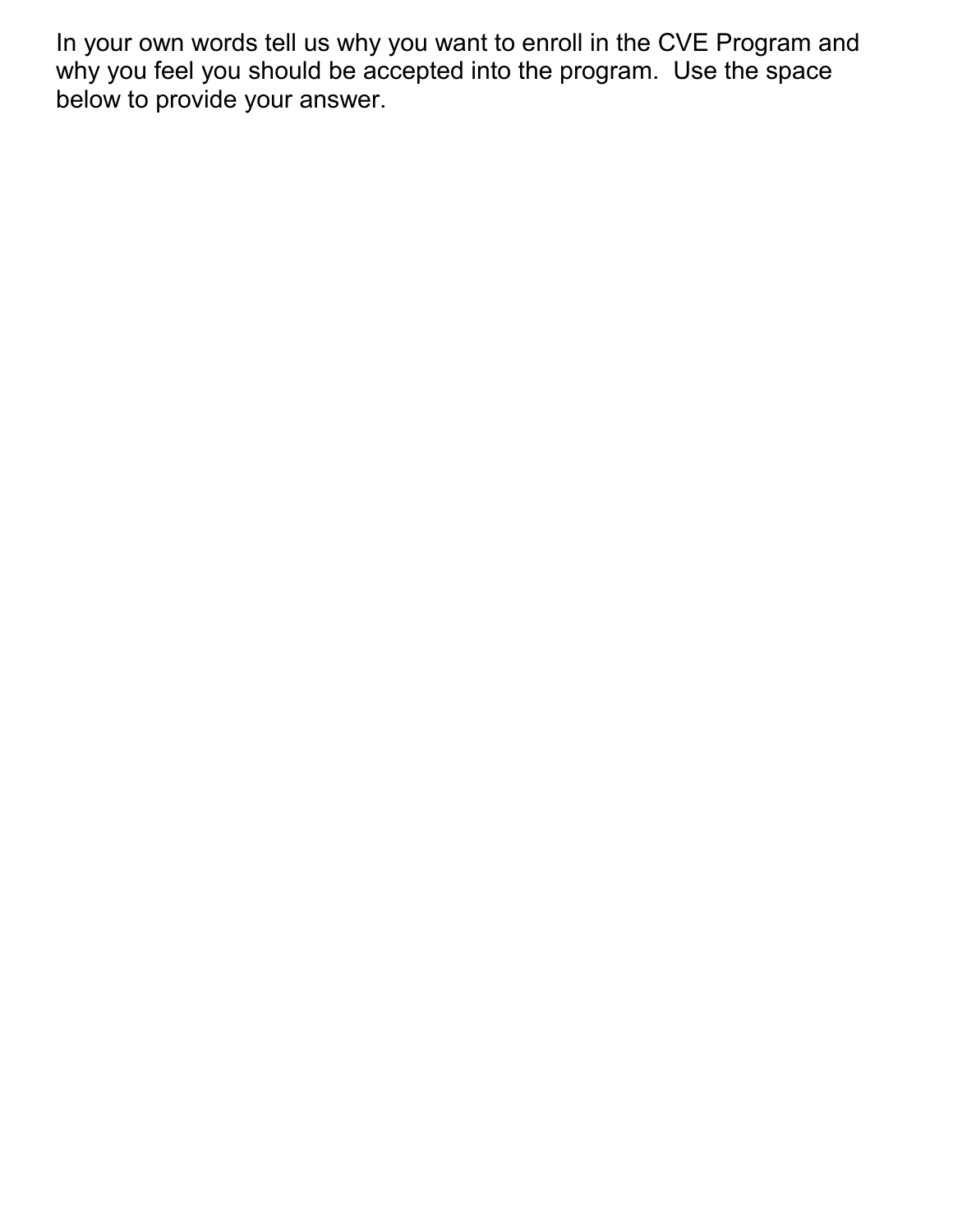In your own words tell us why you want to enroll in the CVE Program and why you feel you should be accepted into the program. Use the space below to provide your answer.